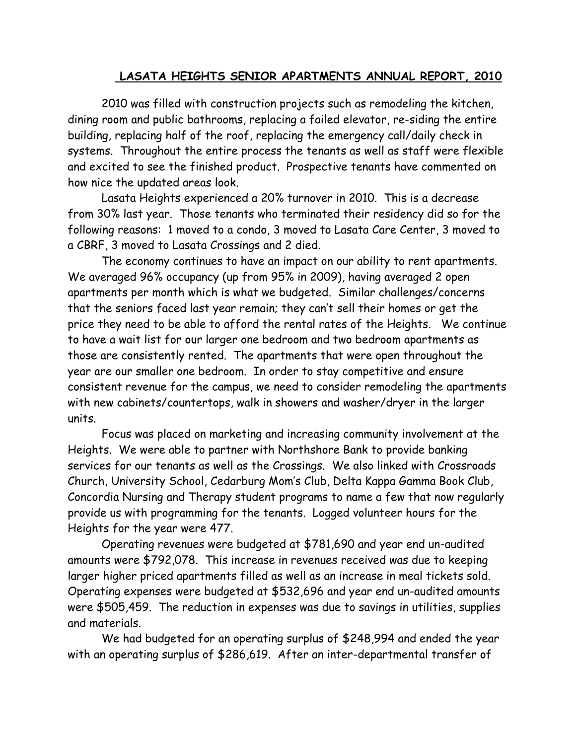# LASATA HEIGHTS SENIOR APARTMENTS ANNUAL REPORT, 2010

2010 was filled with construction projects such as remodeling the kitchen, dining room and public bathrooms, replacing a failed elevator, re-siding the entire building, replacing half of the roof, replacing the emergency call/daily check in systems. Throughout the entire process the tenants as well as staff were flexible and excited to see the finished product. Prospective tenants have commented on how nice the updated areas look.

Lasata Heights experienced a 20% turnover in 2010. This is a decrease from 30% last year. Those tenants who terminated their residency did so for the following reasons: 1 moved to a condo, 3 moved to Lasata Care Center, 3 moved to a CBRF, 3 moved to Lasata Crossings and 2 died.

The economy continues to have an impact on our ability to rent apartments. We averaged 96% occupancy (up from 95% in 2009), having averaged 2 open apartments per month which is what we budgeted. Similar challenges/concerns that the seniors faced last year remain; they can't sell their homes or get the price they need to be able to afford the rental rates of the Heights. We continue to have a wait list for our larger one bedroom and two bedroom apartments as those are consistently rented. The apartments that were open throughout the year are our smaller one bedroom. In order to stay competitive and ensure consistent revenue for the campus, we need to consider remodeling the apartments with new cabinets/countertops, walk in showers and washer/dryer in the larger units.

Focus was placed on marketing and increasing community involvement at the Heights. We were able to partner with Northshore Bank to provide banking services for our tenants as well as the Crossings. We also linked with Crossroads Church, University School, Cedarburg Mom's Club, Delta Kappa Gamma Book Club, Concordia Nursing and Therapy student programs to name a few that now regularly provide us with programming for the tenants. Logged volunteer hours for the Heights for the year were 477.

Operating revenues were budgeted at $781,690 and year end un-audited amounts were $792,078. This increase in revenues received was due to keeping larger higher priced apartments filled as well as an increase in meal tickets sold. Operating expenses were budgeted at $532,696 and year end un-audited amounts were $505,459. The reduction in expenses was due to savings in utilities, supplies and materials.

We had budgeted for an operating surplus of $248,994 and ended the year with an operating surplus of $286,619. After an inter-departmental transfer of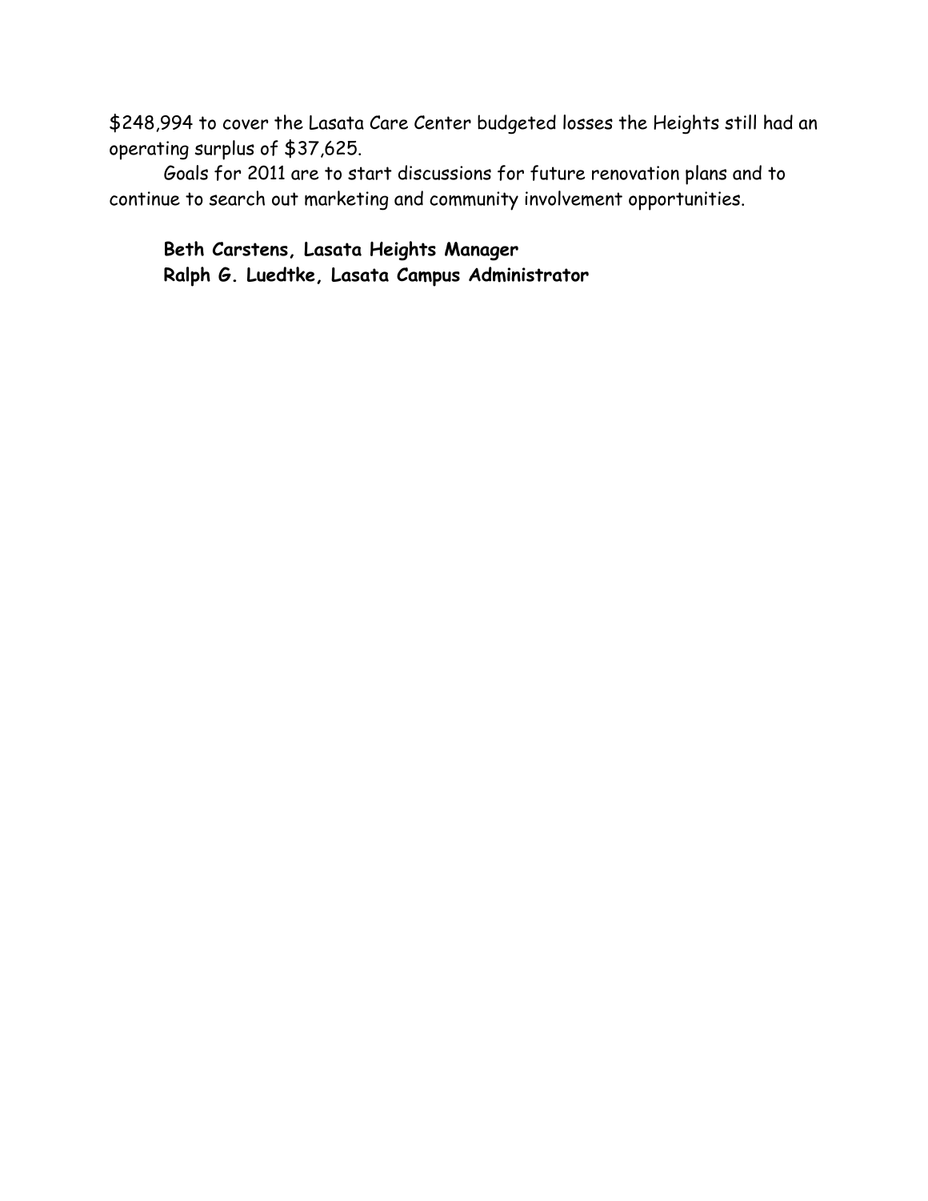$248,994 to cover the Lasata Care Center budgeted losses the Heights still had an operating surplus of $37,625.

Goals for 2011 are to start discussions for future renovation plans and to continue to search out marketing and community involvement opportunities.

**Beth Carstens, Lasata Heights Manager**
**Ralph G. Luedtke, Lasata Campus Administrator**